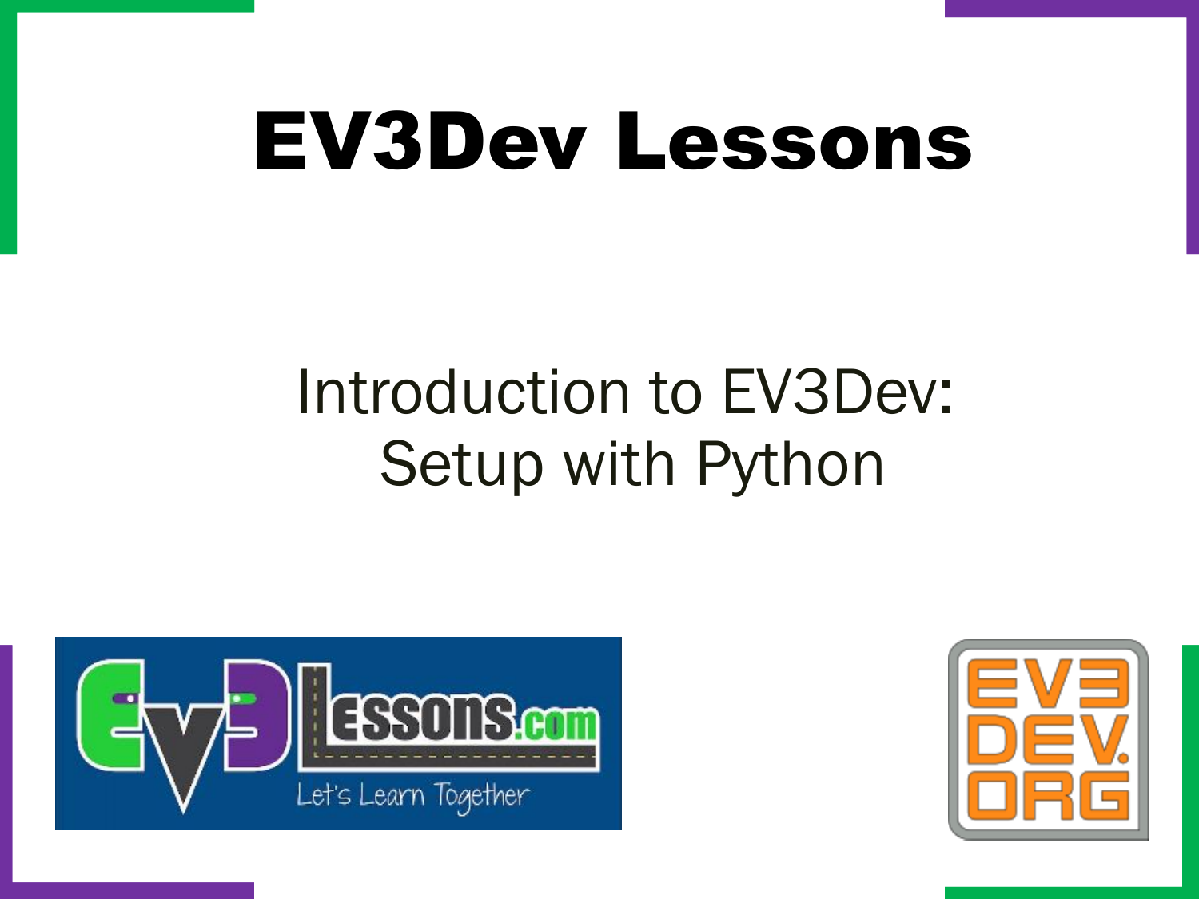# EV3Dev Lessons

## Introduction to EV3Dev: Setup with Python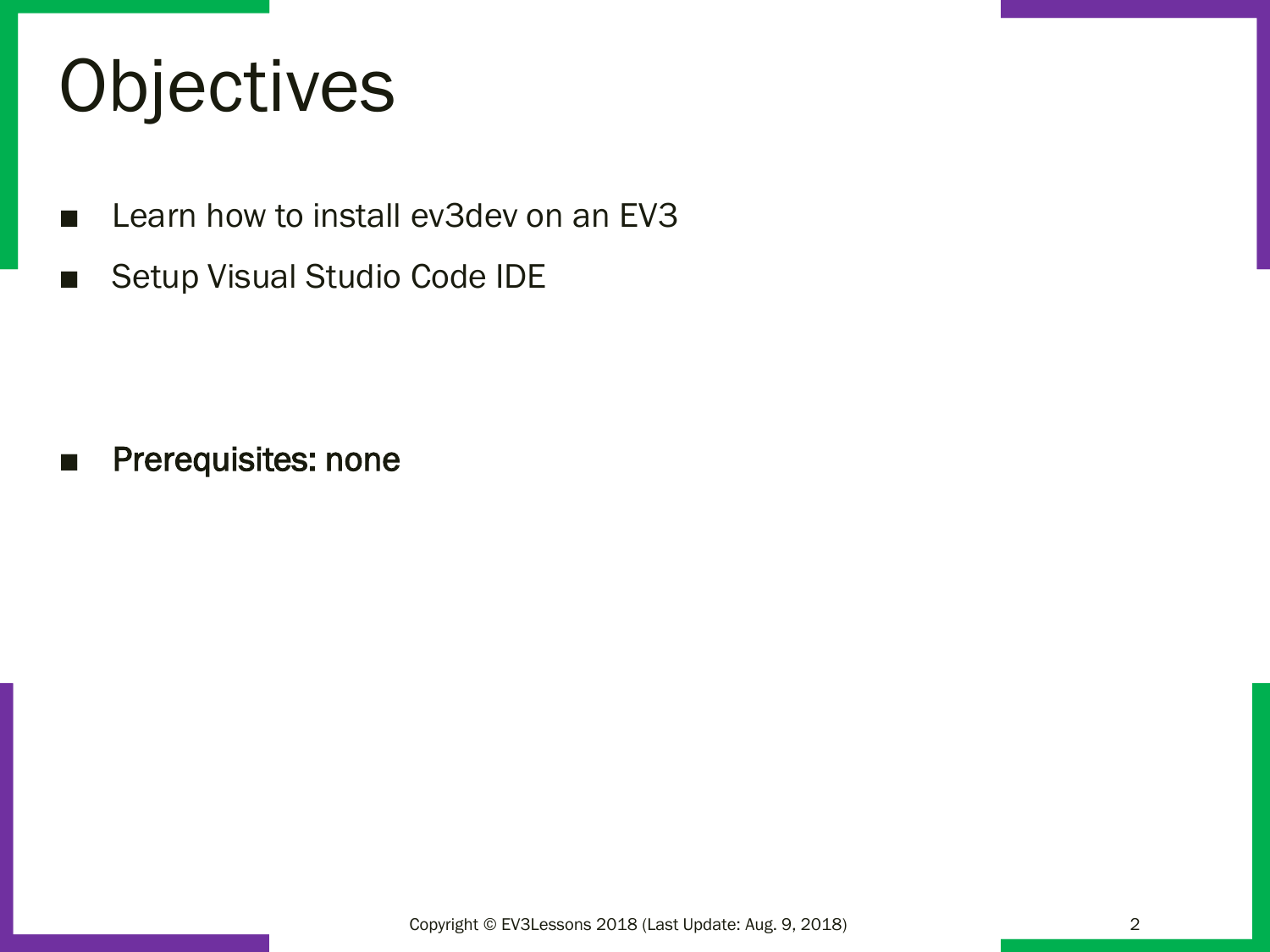# Objectives

- Learn how to install ev3dev on an EV3
- Setup Visual Studio Code IDE

- **Prerequisites: none**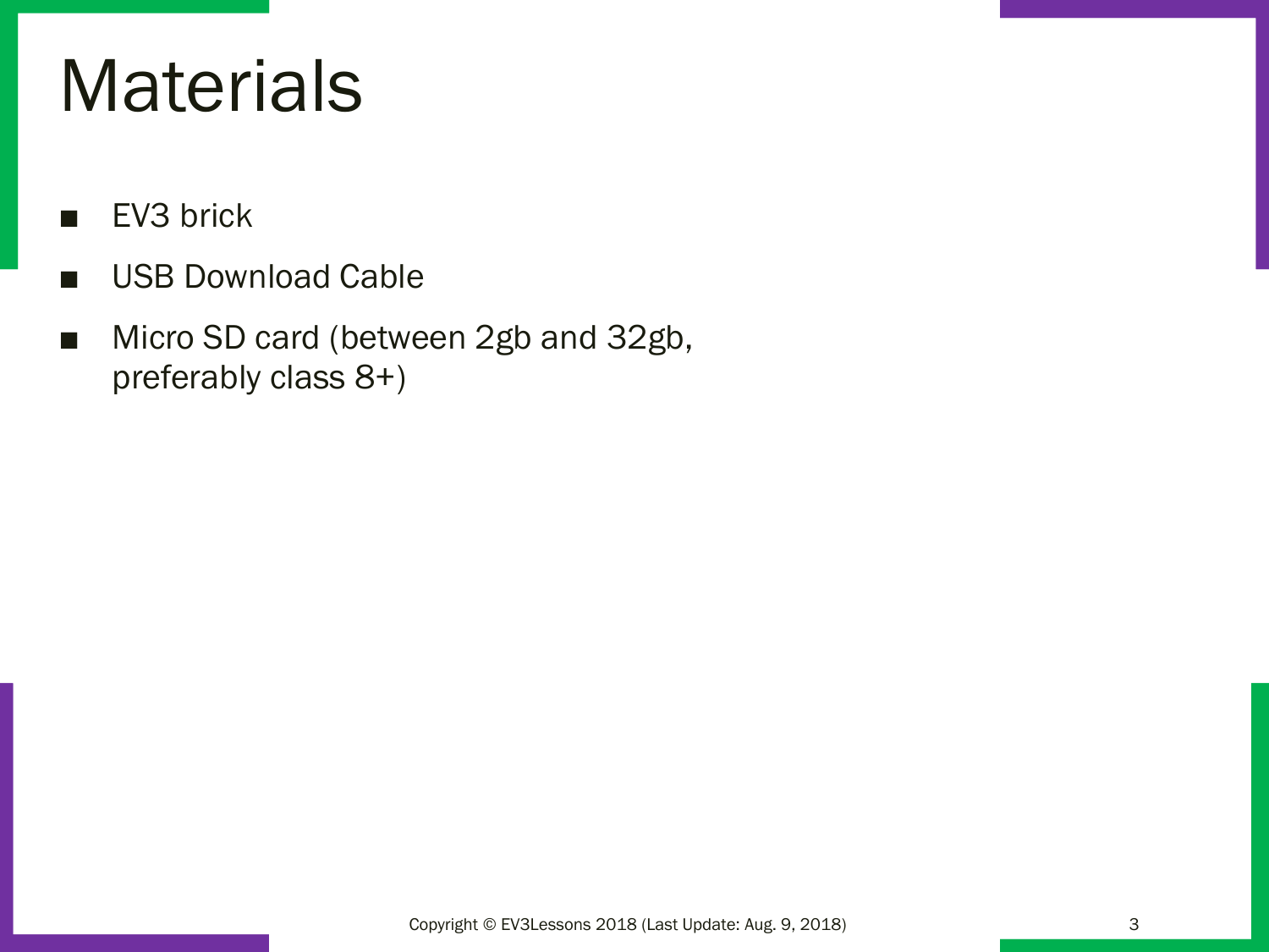# Materials

- EV3 brick
- USB Download Cable
- Micro SD card (between 2gb and 32gb, preferably class 8+)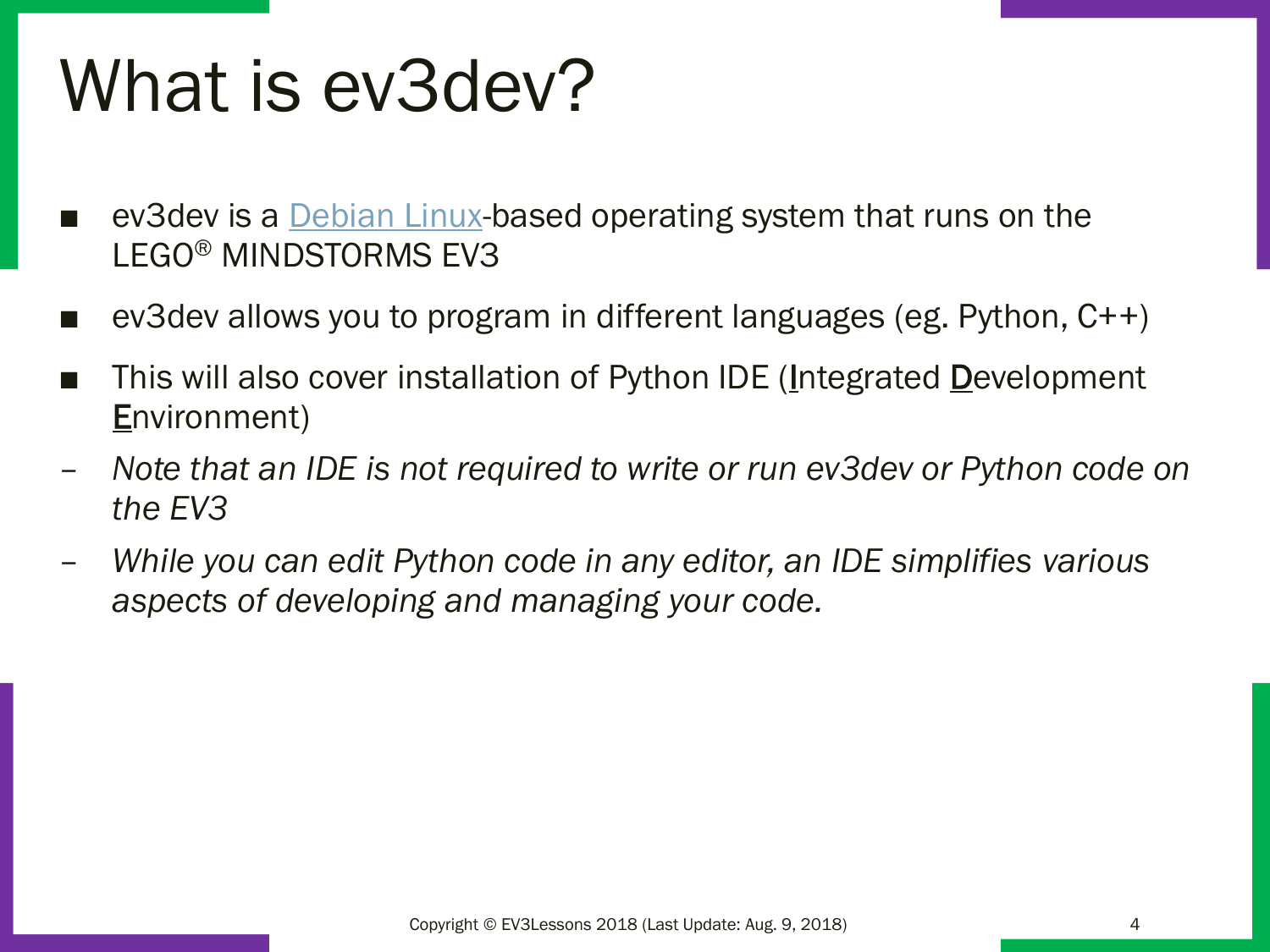# What is ev3dev?

- ev3dev is a [Debian Linux]-based operating system that runs on the LEGO® MINDSTORMS EV3
- ev3dev allows you to program in different languages (eg. Python, C++)
- This will also cover installation of Python IDE (Integrated Development Environment)
  - *Note that an IDE is not required to write or run ev3dev or Python code on the EV3*
  - *While you can edit Python code in any editor, an IDE simplifies various aspects of developing and managing your code.*

Copyright © EV3Lessons 2018 (Last Update: Aug. 9, 2018)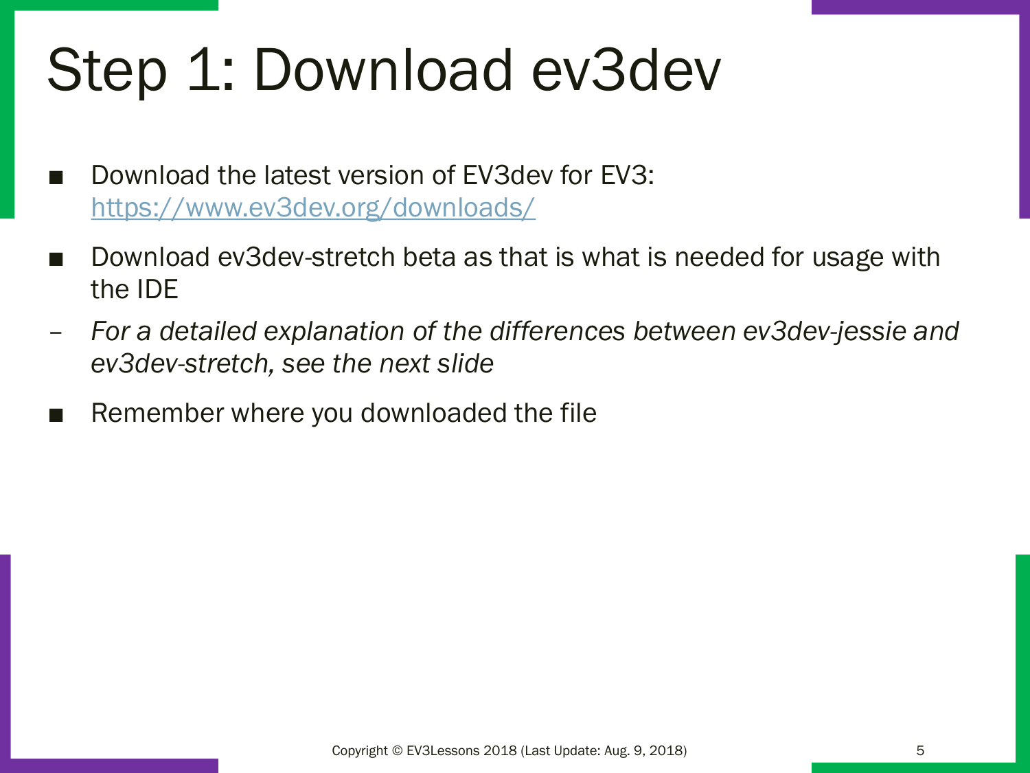# Step 1: Download ev3dev

- Download the latest version of EV3dev for EV3: [https://www.ev3dev.org/downloads/](https://www.ev3dev.org/downloads/)
- Download ev3dev-stretch beta as that is what is needed for usage with the IDE
  - *For a detailed explanation of the differences between ev3dev-jessie and ev3dev-stretch, see the next slide*
- Remember where you downloaded the file

Copyright © EV3Lessons 2018 (Last Update: Aug. 9, 2018)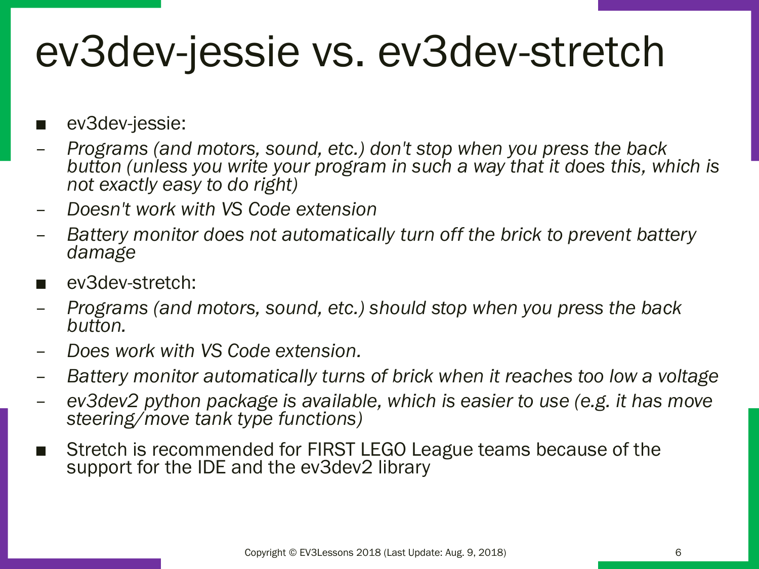# ev3dev-jessie vs. ev3dev-stretch

- ev3dev-jessie:
  - *Programs (and motors, sound, etc.) don't stop when you press the back button (unless you write your program in such a way that it does this, which is not exactly easy to do right)*
  - *Doesn't work with VS Code extension*
  - *Battery monitor does not automatically turn off the brick to prevent battery damage*
- ev3dev-stretch:
  - *Programs (and motors, sound, etc.) should stop when you press the back button.*
  - *Does work with VS Code extension.*
  - *Battery monitor automatically turns of brick when it reaches too low a voltage*
  - *ev3dev2 python package is available, which is easier to use (e.g. it has move steering/move tank type functions)*
- Stretch is recommended for FIRST LEGO League teams because of the support for the IDE and the ev3dev2 library

Copyright © EV3Lessons 2018 (Last Update: Aug. 9, 2018)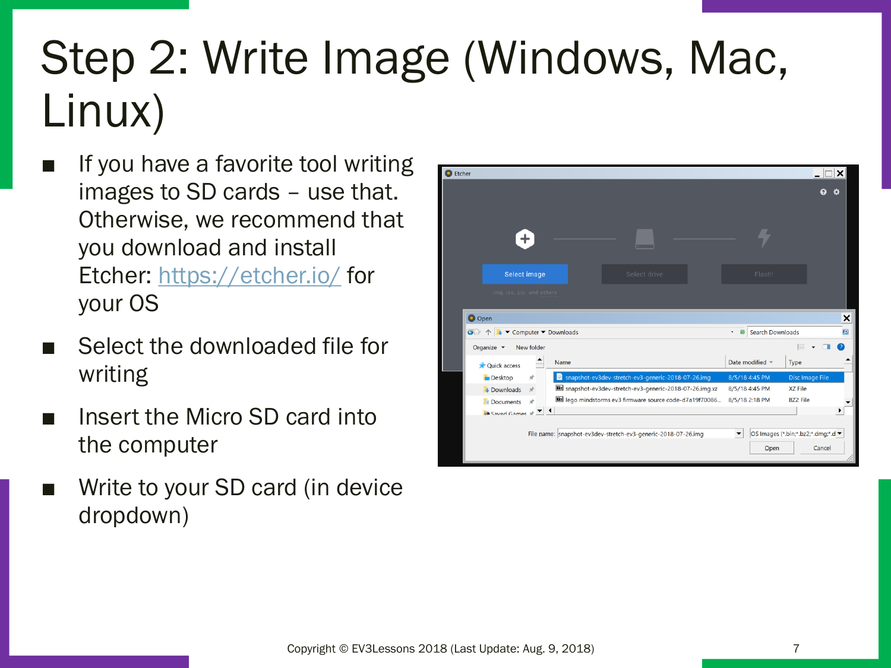# Step 2: Write Image (Windows, Mac, Linux)

- If you have a favorite tool writing images to SD cards – use that. Otherwise, we recommend that you download and install Etcher: https://etcher.io/ for your OS
- Select the downloaded file for writing
- Insert the Micro SD card into the computer
- Write to your SD card (in device dropdown)

Copyright © EV3Lessons 2018 (Last Update: Aug. 9, 2018)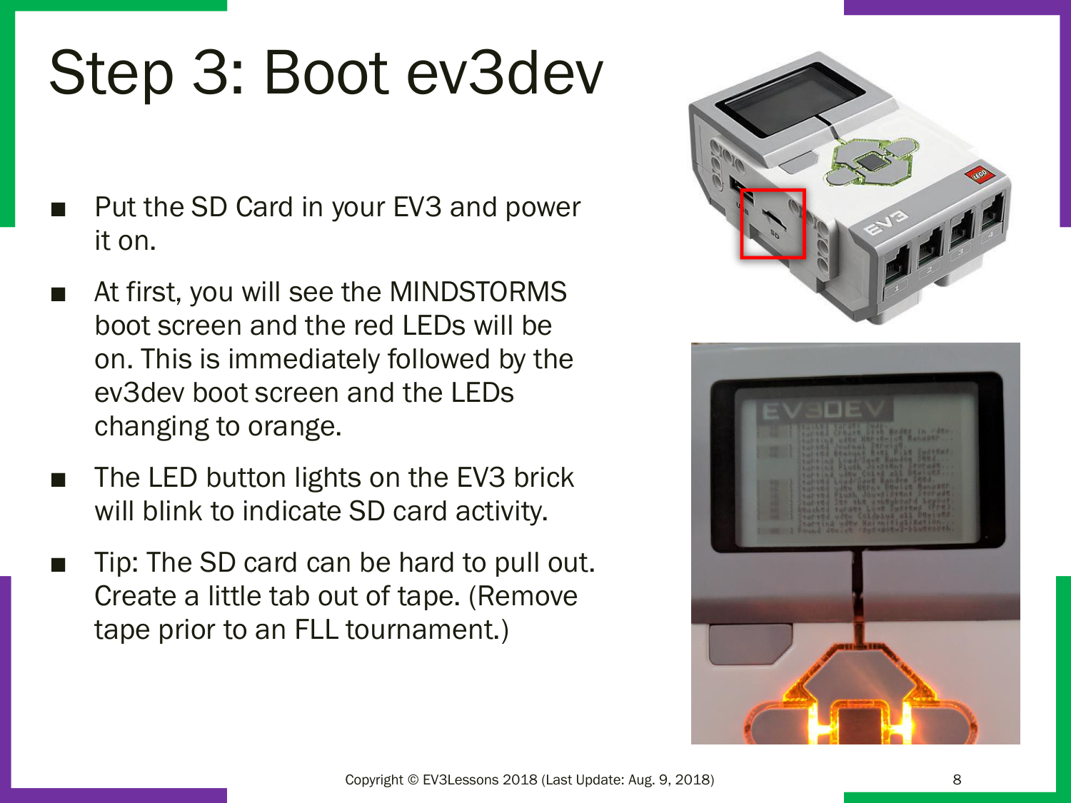# Step 3: Boot ev3dev

- Put the SD Card in your EV3 and power it on.
- At first, you will see the MINDSTORMS boot screen and the red LEDs will be on. This is immediately followed by the ev3dev boot screen and the LEDs changing to orange.
- The LED button lights on the EV3 brick will blink to indicate SD card activity.
- Tip: The SD card can be hard to pull out. Create a little tab out of tape. (Remove tape prior to an FLL tournament.)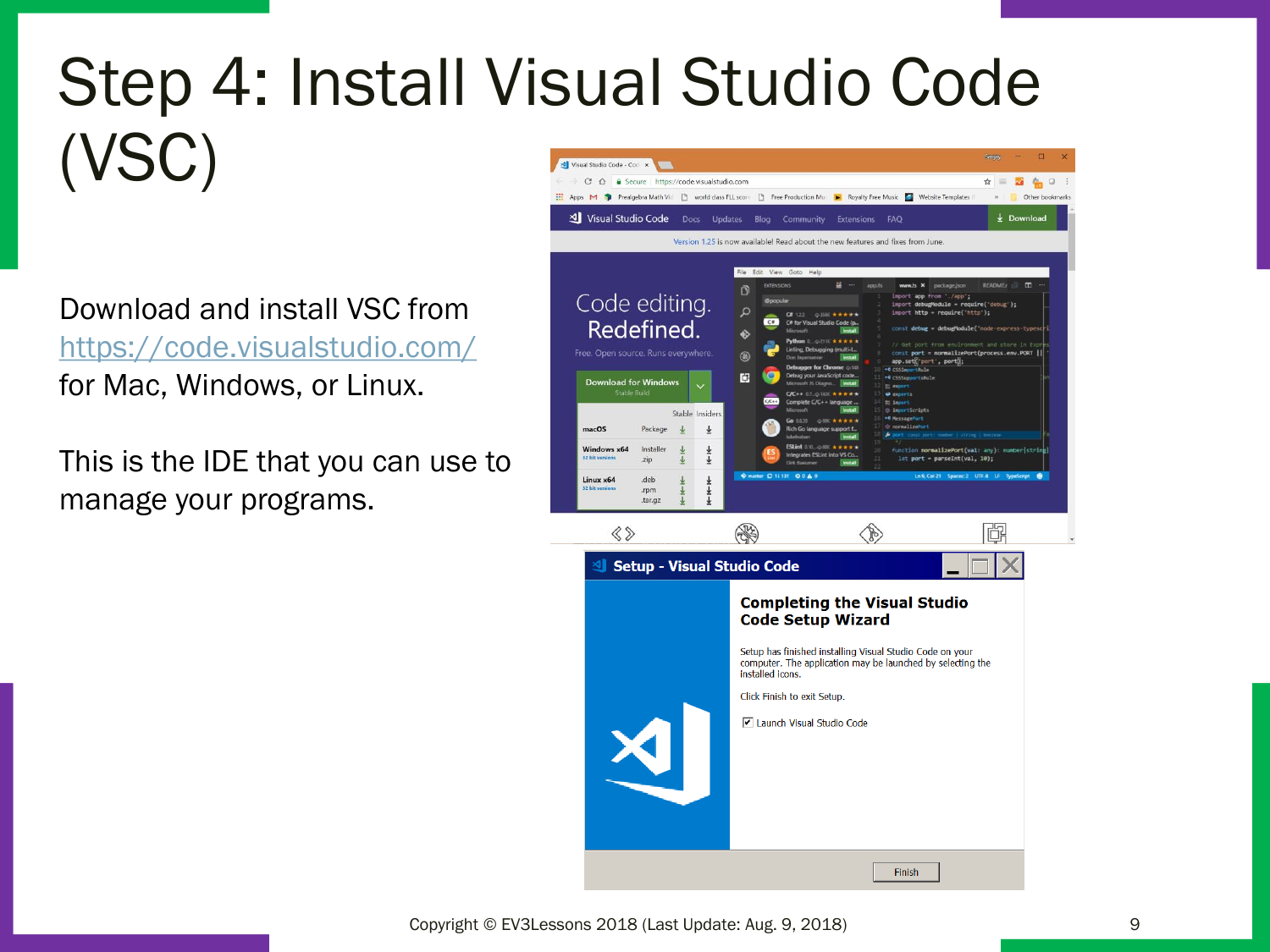# Step 4: Install Visual Studio Code (VSC)

Download and install VSC from https://code.visualstudio.com/ for Mac, Windows, or Linux.

This is the IDE that you can use to manage your programs.

Copyright © EV3Lessons 2018 (Last Update: Aug. 9, 2018)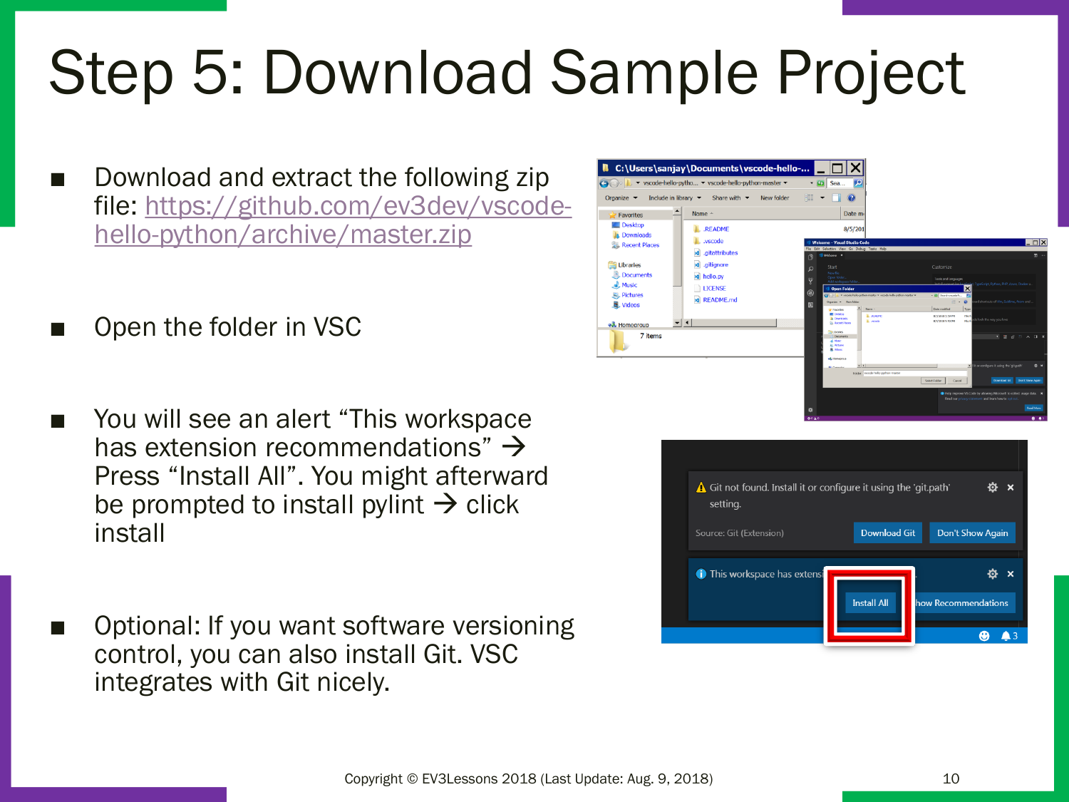# Step 5: Download Sample Project

- Download and extract the following zip file: https://github.com/ev3dev/vscode-hello-python/archive/master.zip
- Open the folder in VSC
- You will see an alert "This workspace has extension recommendations" → Press "Install All". You might afterward be prompted to install pylint → click install
- Optional: If you want software versioning control, you can also install Git. VSC integrates with Git nicely.

Copyright © EV3Lessons 2018 (Last Update: Aug. 9, 2018)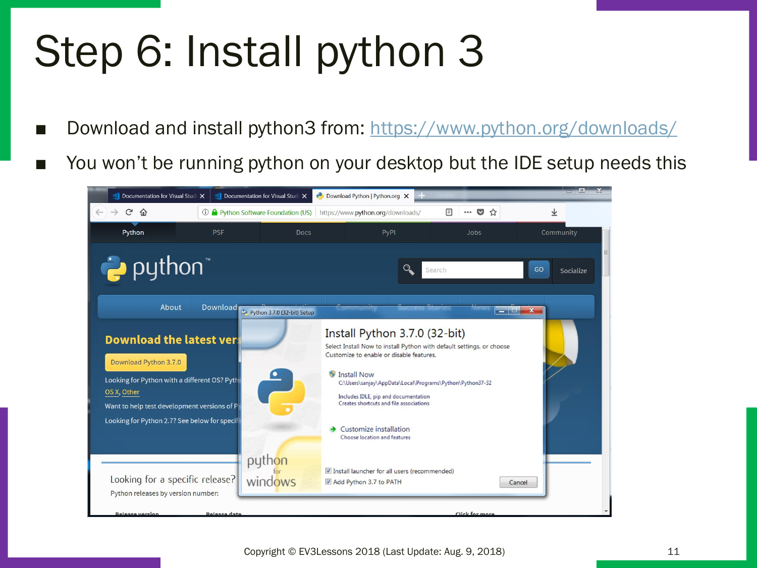# Step 6: Install python 3

- Download and install python3 from: https://www.python.org/downloads/
- You won't be running python on your desktop but the IDE setup needs this

Copyright © EV3Lessons 2018 (Last Update: Aug. 9, 2018)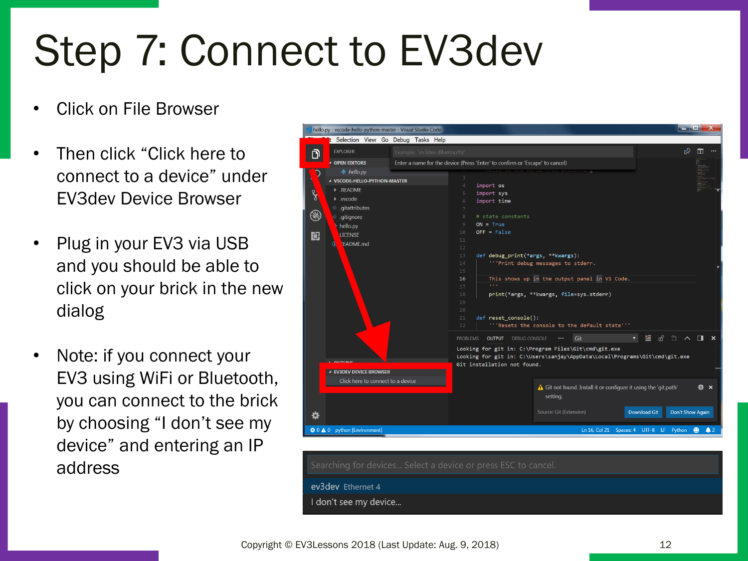# Step 7: Connect to EV3dev

- Click on File Browser
- Then click "Click here to connect to a device" under EV3dev Device Browser
- Plug in your EV3 via USB and you should be able to click on your brick in the new dialog
- Note: if you connect your EV3 using WiFi or Bluetooth, you can connect to the brick by choosing "I don't see my device" and entering an IP address

Copyright © EV3Lessons 2018 (Last Update: Aug. 9, 2018)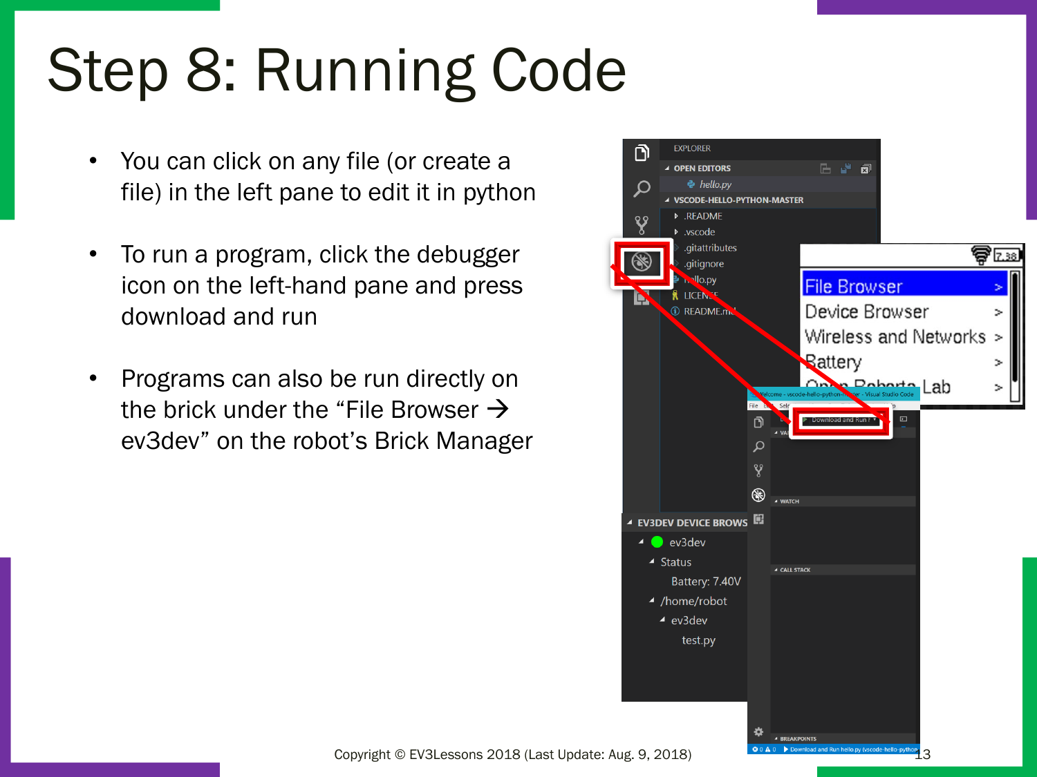# Step 8: Running Code

- You can click on any file (or create a file) in the left pane to edit it in python
- To run a program, click the debugger icon on the left-hand pane and press download and run
- Programs can also be run directly on the brick under the “File Browser → ev3dev” on the robot’s Brick Manager

Copyright © EV3Lessons 2018 (Last Update: Aug. 9, 2018)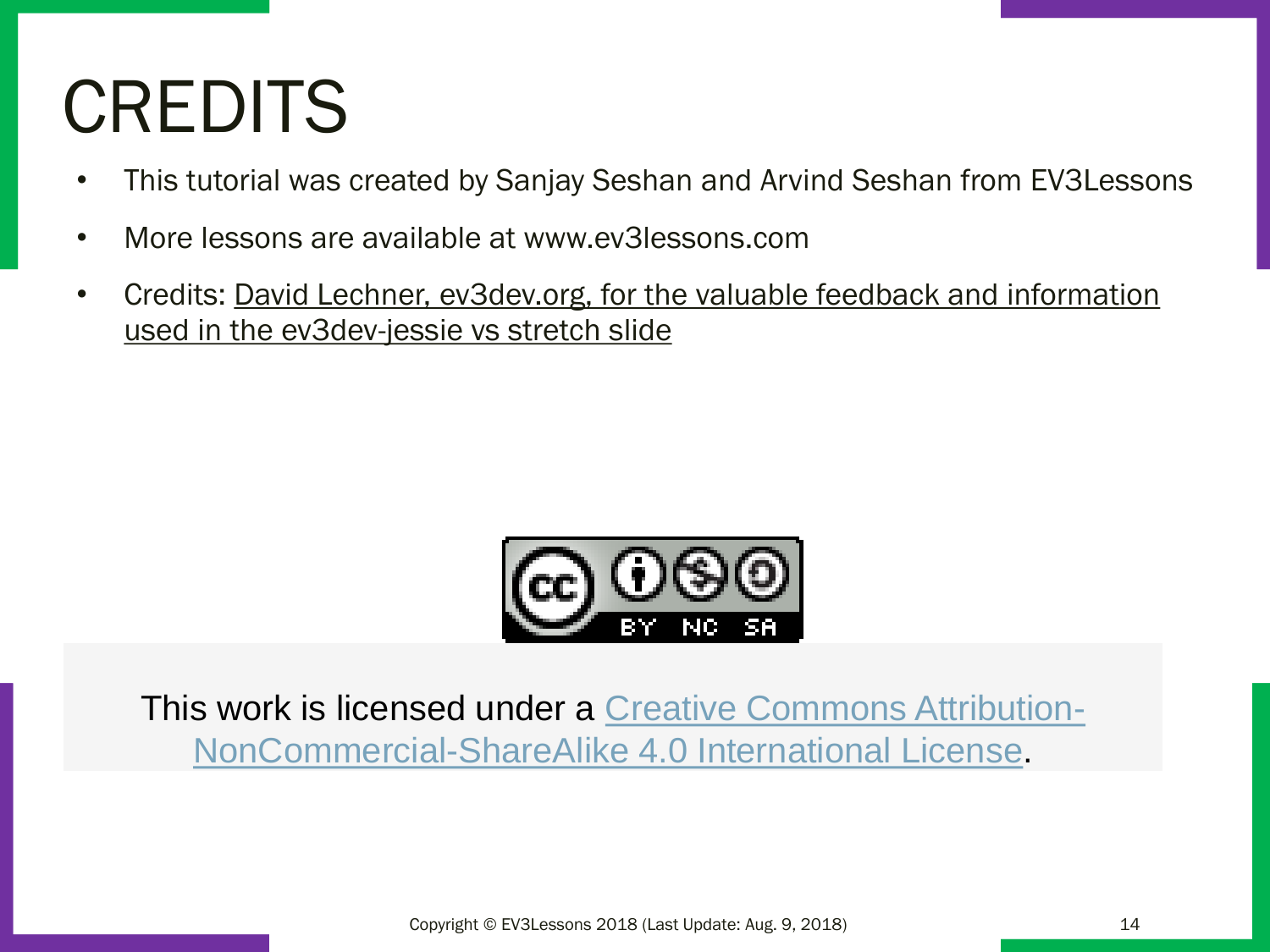# CREDITS

- This tutorial was created by Sanjay Seshan and Arvind Seshan from EV3Lessons
- More lessons are available at www.ev3lessons.com
- Credits: David Lechner, ev3dev.org, for the valuable feedback and information used in the ev3dev-jessie vs stretch slide

This work is licensed under a Creative Commons Attribution-NonCommercial-ShareAlike 4.0 International License.

Copyright © EV3Lessons 2018 (Last Update: Aug. 9, 2018)